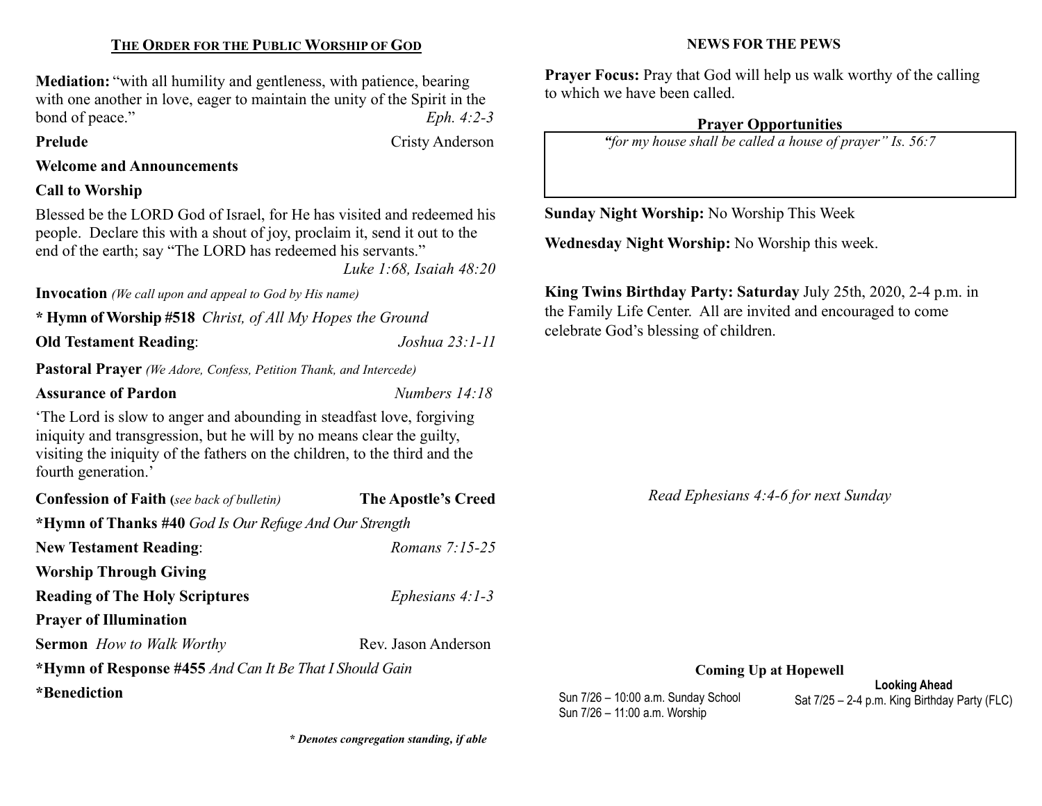## THE ORDER FOR THE PUBLIC WORSHIP OF GOD

**Mediation:** "with all humility and gentleness, with patience, bearing with one another in love, eager to maintain the unity of the Spirit in the bond of peace." *Eph. 4:2-3*

**Prelude** Cristy Anderson

**Welcome and Announcements**

**Call to Worship**

Blessed be the LORD God of Israel, for He has visited and redeemed his people. Declare this with a shout of joy, proclaim it, send it out to the end of the earth; say "The LORD has redeemed his servants."
*Luke 1:68, Isaiah 48:20*

**Invocation** *(We call upon and appeal to God by His name)*

**\* Hymn of Worship #518** *Christ, of All My Hopes the Ground*

**Old Testament Reading**: *Joshua 23:1-11*

**Pastoral Prayer** *(We Adore, Confess, Petition Thank, and Intercede)*

**Assurance of Pardon** *Numbers 14:18*

'The Lord is slow to anger and abounding in steadfast love, forgiving iniquity and transgression, but he will by no means clear the guilty, visiting the iniquity of the fathers on the children, to the third and the fourth generation.'

**Confession of Faith (***see back of bulletin***)** **The Apostle's Creed**

**\*Hymn of Thanks #40** *God Is Our Refuge And Our Strength*

**New Testament Reading**: *Romans 7:15-25*

**Worship Through Giving**

**Reading of The Holy Scriptures** *Ephesians 4:1-3*

**Prayer of Illumination**

**Sermon** *How to Walk Worthy* Rev. Jason Anderson

**\*Hymn of Response #455** *And Can It Be That I Should Gain*

**\*Benediction**

***\* Denotes congregation standing, if able***

## NEWS FOR THE PEWS

**Prayer Focus:** Pray that God will help us walk worthy of the calling to which we have been called.

### Prayer Opportunities

*"for my house shall be called a house of prayer" Is. 56:7*

**Sunday Night Worship:** No Worship This Week

**Wednesday Night Worship:** No Worship this week.

**King Twins Birthday Party: Saturday** July 25th, 2020, 2-4 p.m. in the Family Life Center. All are invited and encouraged to come celebrate God's blessing of children.

*Read Ephesians 4:4-6 for next Sunday*

### Coming Up at Hopewell

Sun 7/26 – 10:00 a.m. Sunday School
Sun 7/26 – 11:00 a.m. Worship

**Looking Ahead**

Sat 7/25 – 2-4 p.m. King Birthday Party (FLC)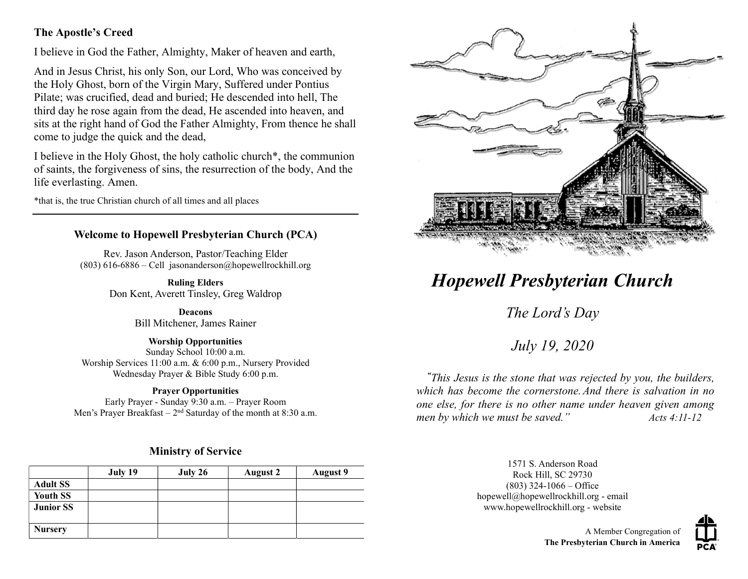**The Apostle's Creed**

I believe in God the Father, Almighty, Maker of heaven and earth,

And in Jesus Christ, his only Son, our Lord, Who was conceived by the Holy Ghost, born of the Virgin Mary, Suffered under Pontius Pilate; was crucified, dead and buried; He descended into hell, The third day he rose again from the dead, He ascended into heaven, and sits at the right hand of God the Father Almighty, From thence he shall come to judge the quick and the dead,

I believe in the Holy Ghost, the holy catholic church*, the communion of saints, the forgiveness of sins, the resurrection of the body, And the life everlasting. Amen.

*that is, the true Christian church of all times and all places

---

**Welcome to Hopewell Presbyterian Church (PCA)**

Rev. Jason Anderson, Pastor/Teaching Elder
(803) 616-6886 – Cell jasonanderson@hopewellrockhill.org

**Ruling Elders**
Don Kent, Averett Tinsley, Greg Waldrop

**Deacons**
Bill Mitchener, James Rainer

**Worship Opportunities**
Sunday School 10:00 a.m.
Worship Services 11:00 a.m. & 6:00 p.m., Nursery Provided
Wednesday Prayer & Bible Study 6:00 p.m.

**Prayer Opportunities**
Early Prayer - Sunday 9:30 a.m. – Prayer Room
Men's Prayer Breakfast – 2nd Saturday of the month at 8:30 a.m.

**Ministry of Service**

| | July 19 | July 26 | August 2 | August 9 |
|---|---|---|---|---|
| **Adult SS** | | | | |
| **Youth SS** | | | | |
| **Junior SS** | | | | |
| **Nursery** | | | | |

# *Hopewell Presbyterian Church*

*The Lord's Day*

*July 19, 2020*

*"This Jesus is the stone that was rejected by you, the builders, which has become the cornerstone. And there is salvation in no one else, for there is no other name under heaven given among men by which we must be saved."* *Acts 4:11-12*

1571 S. Anderson Road
Rock Hill, SC 29730
(803) 324-1066 – Office
hopewell@hopewellrockhill.org - email
www.hopewellrockhill.org - website

A Member Congregation of
**The Presbyterian Church in America**

PCA